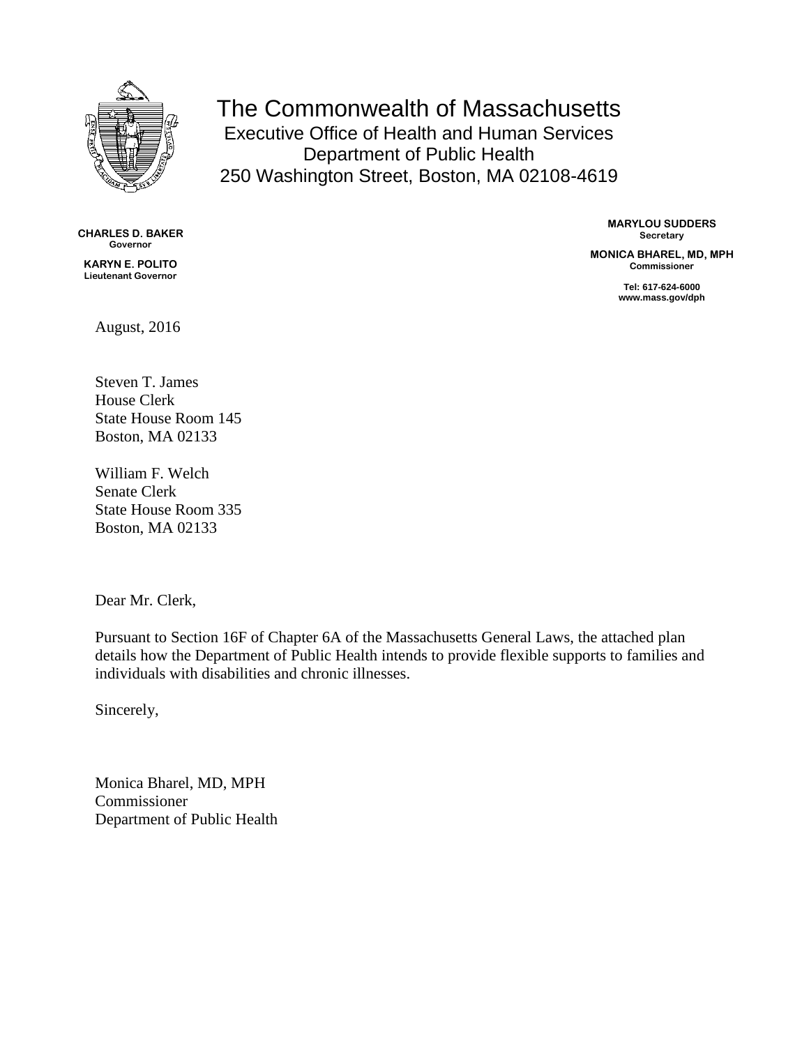# The Commonwealth of Massachusetts

Executive Office of Health and Human Services
Department of Public Health
250 Washington Street, Boston, MA 02108-4619

**CHARLES D. BAKER**
**Governor**

**KARYN E. POLITO**
**Lieutenant Governor**

**MARYLOU SUDDERS**
**Secretary**

**MONICA BHAREL, MD, MPH**
**Commissioner**

**Tel: 617-624-6000**
**www.mass.gov/dph**

August, 2016

Steven T. James
House Clerk
State House Room 145
Boston, MA 02133

William F. Welch
Senate Clerk
State House Room 335
Boston, MA 02133

Dear Mr. Clerk,

Pursuant to Section 16F of Chapter 6A of the Massachusetts General Laws, the attached plan details how the Department of Public Health intends to provide flexible supports to families and individuals with disabilities and chronic illnesses.

Sincerely,

Monica Bharel, MD, MPH
Commissioner
Department of Public Health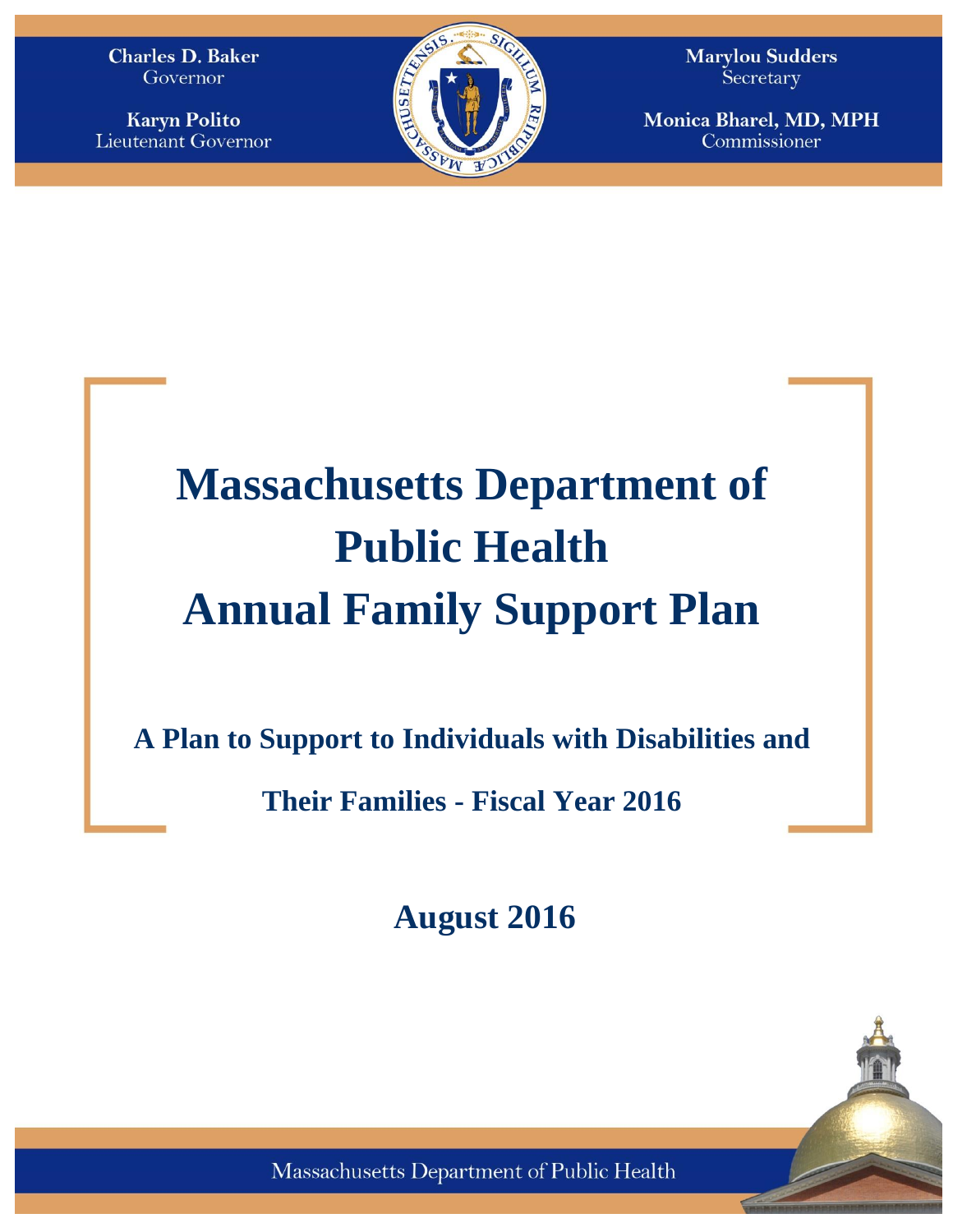Charles D. Baker
Governor

Karyn Polito
Lieutenant Governor

Marylou Sudders
Secretary

Monica Bharel, MD, MPH
Commissioner

# Massachusetts Department of Public Health Annual Family Support Plan

## A Plan to Support to Individuals with Disabilities and Their Families - Fiscal Year 2016

## August 2016

Massachusetts Department of Public Health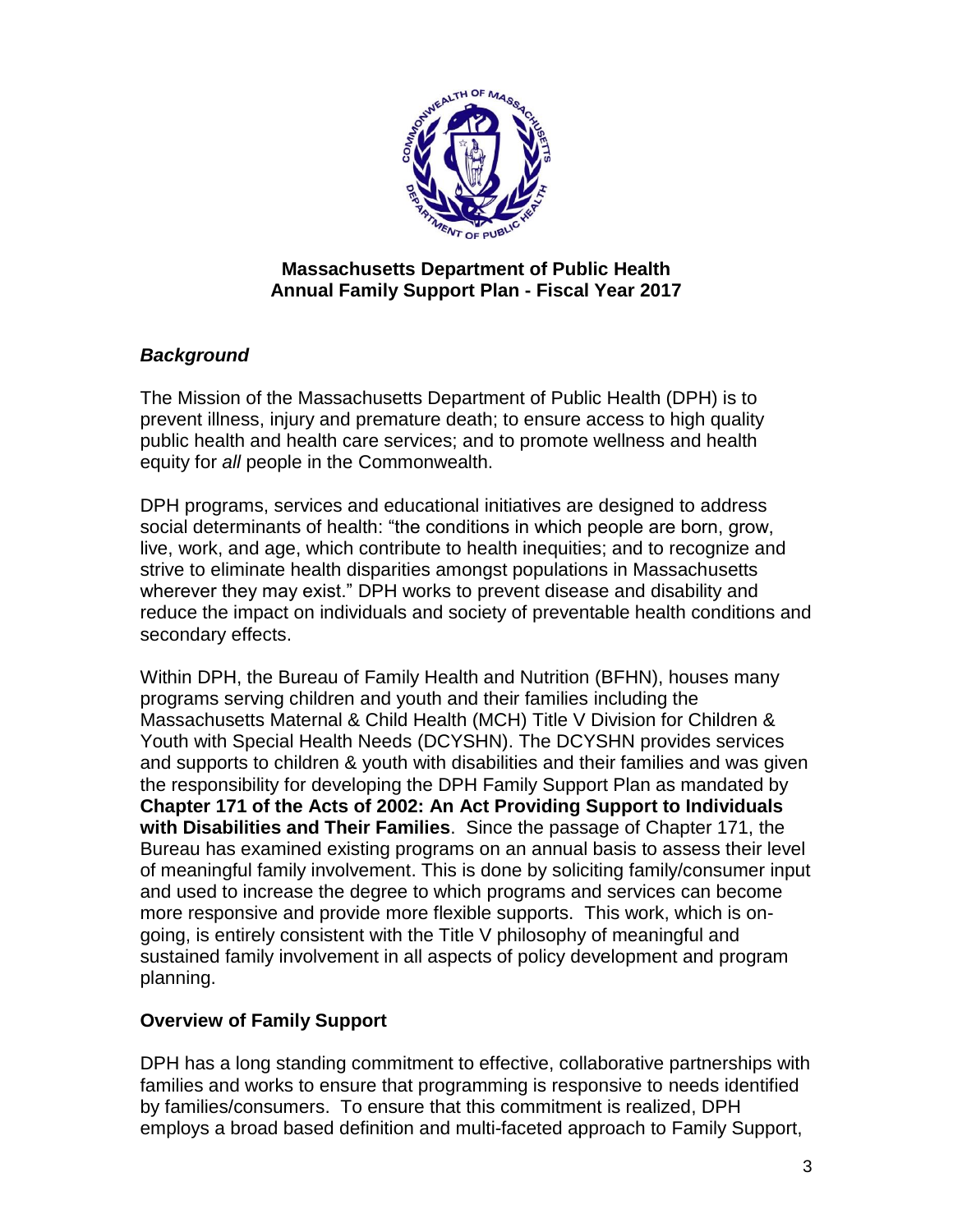**Massachusetts Department of Public Health**
**Annual Family Support Plan - Fiscal Year 2017**

## *Background*

The Mission of the Massachusetts Department of Public Health (DPH) is to prevent illness, injury and premature death; to ensure access to high quality public health and health care services; and to promote wellness and health equity for *all* people in the Commonwealth.

DPH programs, services and educational initiatives are designed to address social determinants of health: "the conditions in which people are born, grow, live, work, and age, which contribute to health inequities; and to recognize and strive to eliminate health disparities amongst populations in Massachusetts wherever they may exist." DPH works to prevent disease and disability and reduce the impact on individuals and society of preventable health conditions and secondary effects.

Within DPH, the Bureau of Family Health and Nutrition (BFHN), houses many programs serving children and youth and their families including the Massachusetts Maternal & Child Health (MCH) Title V Division for Children & Youth with Special Health Needs (DCYSHN). The DCYSHN provides services and supports to children & youth with disabilities and their families and was given the responsibility for developing the DPH Family Support Plan as mandated by **Chapter 171 of the Acts of 2002: An Act Providing Support to Individuals with Disabilities and Their Families**. Since the passage of Chapter 171, the Bureau has examined existing programs on an annual basis to assess their level of meaningful family involvement. This is done by soliciting family/consumer input and used to increase the degree to which programs and services can become more responsive and provide more flexible supports. This work, which is on-going, is entirely consistent with the Title V philosophy of meaningful and sustained family involvement in all aspects of policy development and program planning.

## **Overview of Family Support**

DPH has a long standing commitment to effective, collaborative partnerships with families and works to ensure that programming is responsive to needs identified by families/consumers. To ensure that this commitment is realized, DPH employs a broad based definition and multi-faceted approach to Family Support,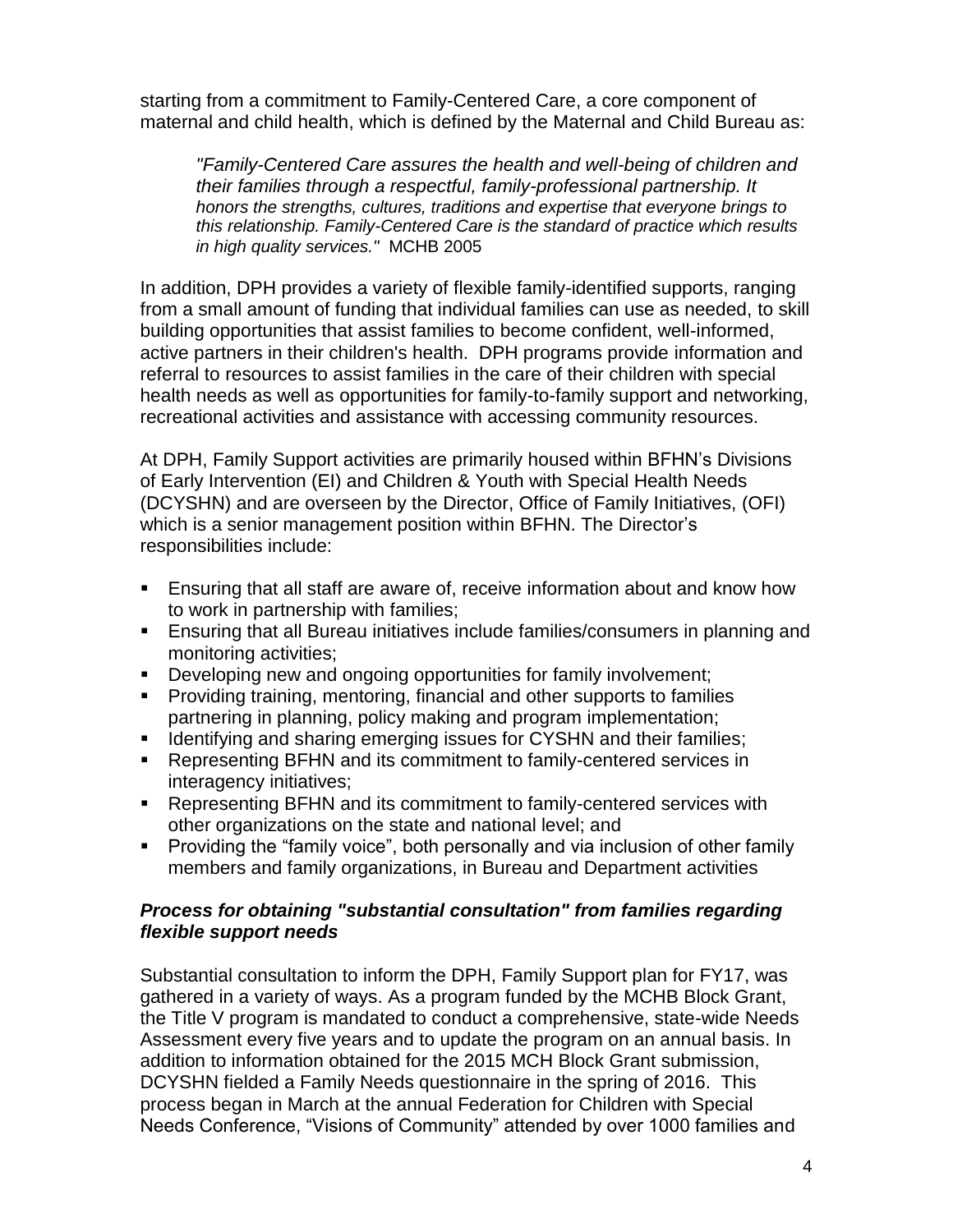starting from a commitment to Family-Centered Care, a core component of maternal and child health, which is defined by the Maternal and Child Bureau as:

> *"Family-Centered Care assures the health and well-being of children and their families through a respectful, family-professional partnership. It honors the strengths, cultures, traditions and expertise that everyone brings to this relationship. Family-Centered Care is the standard of practice which results in high quality services."* MCHB 2005

In addition, DPH provides a variety of flexible family-identified supports, ranging from a small amount of funding that individual families can use as needed, to skill building opportunities that assist families to become confident, well-informed, active partners in their children's health. DPH programs provide information and referral to resources to assist families in the care of their children with special health needs as well as opportunities for family-to-family support and networking, recreational activities and assistance with accessing community resources.

At DPH, Family Support activities are primarily housed within BFHN's Divisions of Early Intervention (EI) and Children & Youth with Special Health Needs (DCYSHN) and are overseen by the Director, Office of Family Initiatives, (OFI) which is a senior management position within BFHN. The Director's responsibilities include:

- Ensuring that all staff are aware of, receive information about and know how to work in partnership with families;
- Ensuring that all Bureau initiatives include families/consumers in planning and monitoring activities;
- Developing new and ongoing opportunities for family involvement;
- Providing training, mentoring, financial and other supports to families partnering in planning, policy making and program implementation;
- Identifying and sharing emerging issues for CYSHN and their families;
- Representing BFHN and its commitment to family-centered services in interagency initiatives;
- Representing BFHN and its commitment to family-centered services with other organizations on the state and national level; and
- Providing the "family voice", both personally and via inclusion of other family members and family organizations, in Bureau and Department activities

### *Process for obtaining "substantial consultation" from families regarding flexible support needs*

Substantial consultation to inform the DPH, Family Support plan for FY17, was gathered in a variety of ways. As a program funded by the MCHB Block Grant, the Title V program is mandated to conduct a comprehensive, state-wide Needs Assessment every five years and to update the program on an annual basis. In addition to information obtained for the 2015 MCH Block Grant submission, DCYSHN fielded a Family Needs questionnaire in the spring of 2016. This process began in March at the annual Federation for Children with Special Needs Conference, "Visions of Community" attended by over 1000 families and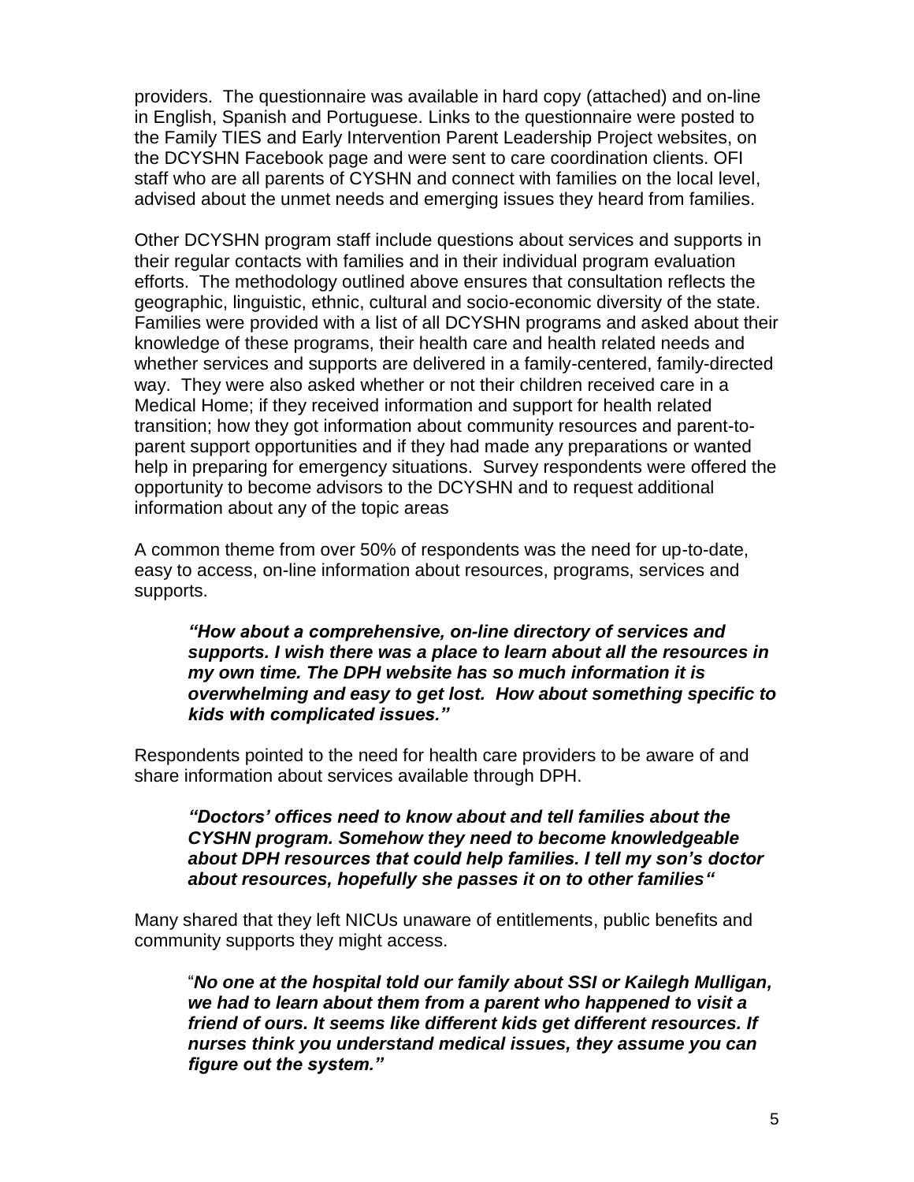providers. The questionnaire was available in hard copy (attached) and on-line in English, Spanish and Portuguese. Links to the questionnaire were posted to the Family TIES and Early Intervention Parent Leadership Project websites, on the DCYSHN Facebook page and were sent to care coordination clients. OFI staff who are all parents of CYSHN and connect with families on the local level, advised about the unmet needs and emerging issues they heard from families.

Other DCYSHN program staff include questions about services and supports in their regular contacts with families and in their individual program evaluation efforts. The methodology outlined above ensures that consultation reflects the geographic, linguistic, ethnic, cultural and socio-economic diversity of the state. Families were provided with a list of all DCYSHN programs and asked about their knowledge of these programs, their health care and health related needs and whether services and supports are delivered in a family-centered, family-directed way. They were also asked whether or not their children received care in a Medical Home; if they received information and support for health related transition; how they got information about community resources and parent-to-parent support opportunities and if they had made any preparations or wanted help in preparing for emergency situations. Survey respondents were offered the opportunity to become advisors to the DCYSHN and to request additional information about any of the topic areas

A common theme from over 50% of respondents was the need for up-to-date, easy to access, on-line information about resources, programs, services and supports.

> ***"How about a comprehensive, on-line directory of services and supports. I wish there was a place to learn about all the resources in my own time. The DPH website has so much information it is overwhelming and easy to get lost. How about something specific to kids with complicated issues."***

Respondents pointed to the need for health care providers to be aware of and share information about services available through DPH.

> ***"Doctors' offices need to know about and tell families about the CYSHN program. Somehow they need to become knowledgeable about DPH resources that could help families. I tell my son's doctor about resources, hopefully she passes it on to other families"***

Many shared that they left NICUs unaware of entitlements, public benefits and community supports they might access.

> "***No one at the hospital told our family about SSI or Kailegh Mulligan, we had to learn about them from a parent who happened to visit a friend of ours. It seems like different kids get different resources. If nurses think you understand medical issues, they assume you can figure out the system."***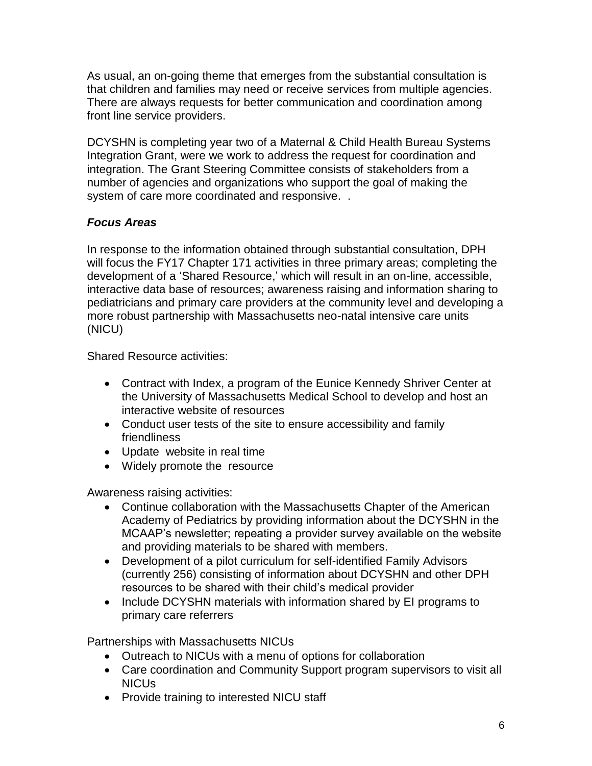As usual, an on-going theme that emerges from the substantial consultation is that children and families may need or receive services from multiple agencies. There are always requests for better communication and coordination among front line service providers.

DCYSHN is completing year two of a Maternal & Child Health Bureau Systems Integration Grant, were we work to address the request for coordination and integration. The Grant Steering Committee consists of stakeholders from a number of agencies and organizations who support the goal of making the system of care more coordinated and responsive.  .

***Focus Areas***

In response to the information obtained through substantial consultation, DPH will focus the FY17 Chapter 171 activities in three primary areas; completing the development of a 'Shared Resource,' which will result in an on-line, accessible, interactive data base of resources; awareness raising and information sharing to pediatricians and primary care providers at the community level and developing a more robust partnership with Massachusetts neo-natal intensive care units (NICU)

Shared Resource activities:

- Contract with Index, a program of the Eunice Kennedy Shriver Center at the University of Massachusetts Medical School to develop and host an interactive website of resources
- Conduct user tests of the site to ensure accessibility and family friendliness
- Update  website in real time
- Widely promote the  resource

Awareness raising activities:

- Continue collaboration with the Massachusetts Chapter of the American Academy of Pediatrics by providing information about the DCYSHN in the MCAAP's newsletter; repeating a provider survey available on the website and providing materials to be shared with members.
- Development of a pilot curriculum for self-identified Family Advisors (currently 256) consisting of information about DCYSHN and other DPH resources to be shared with their child's medical provider
- Include DCYSHN materials with information shared by EI programs to primary care referrers

Partnerships with Massachusetts NICUs

- Outreach to NICUs with a menu of options for collaboration
- Care coordination and Community Support program supervisors to visit all NICUs
- Provide training to interested NICU staff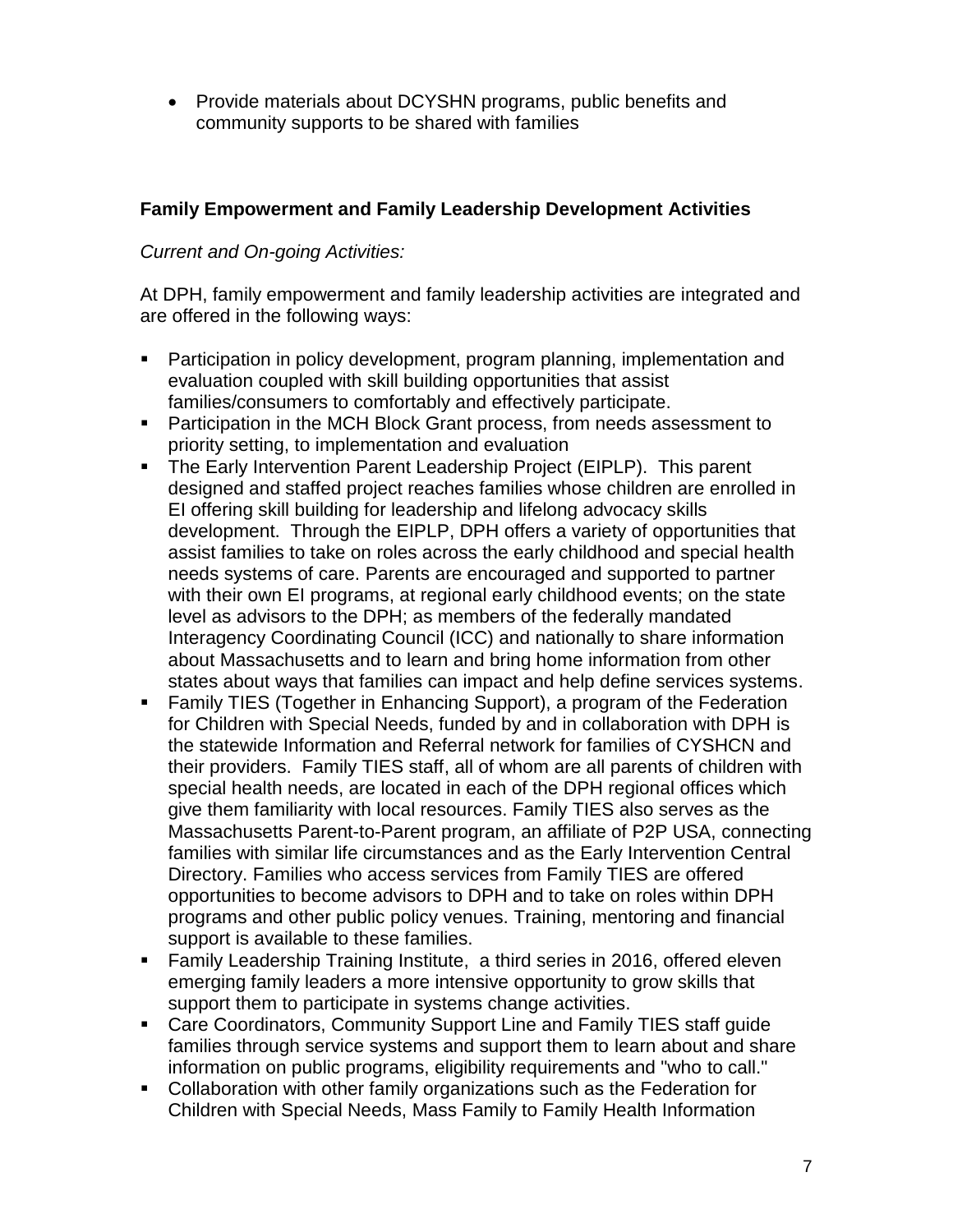- Provide materials about DCYSHN programs, public benefits and community supports to be shared with families

**Family Empowerment and Family Leadership Development Activities**

*Current and On-going Activities:*

At DPH, family empowerment and family leadership activities are integrated and are offered in the following ways:

- Participation in policy development, program planning, implementation and evaluation coupled with skill building opportunities that assist families/consumers to comfortably and effectively participate.
- Participation in the MCH Block Grant process, from needs assessment to priority setting, to implementation and evaluation
- The Early Intervention Parent Leadership Project (EIPLP). This parent designed and staffed project reaches families whose children are enrolled in EI offering skill building for leadership and lifelong advocacy skills development. Through the EIPLP, DPH offers a variety of opportunities that assist families to take on roles across the early childhood and special health needs systems of care. Parents are encouraged and supported to partner with their own EI programs, at regional early childhood events; on the state level as advisors to the DPH; as members of the federally mandated Interagency Coordinating Council (ICC) and nationally to share information about Massachusetts and to learn and bring home information from other states about ways that families can impact and help define services systems.
- Family TIES (Together in Enhancing Support), a program of the Federation for Children with Special Needs, funded by and in collaboration with DPH is the statewide Information and Referral network for families of CYSHCN and their providers. Family TIES staff, all of whom are all parents of children with special health needs, are located in each of the DPH regional offices which give them familiarity with local resources. Family TIES also serves as the Massachusetts Parent-to-Parent program, an affiliate of P2P USA, connecting families with similar life circumstances and as the Early Intervention Central Directory. Families who access services from Family TIES are offered opportunities to become advisors to DPH and to take on roles within DPH programs and other public policy venues. Training, mentoring and financial support is available to these families.
- Family Leadership Training Institute, a third series in 2016, offered eleven emerging family leaders a more intensive opportunity to grow skills that support them to participate in systems change activities.
- Care Coordinators, Community Support Line and Family TIES staff guide families through service systems and support them to learn about and share information on public programs, eligibility requirements and "who to call."
- Collaboration with other family organizations such as the Federation for Children with Special Needs, Mass Family to Family Health Information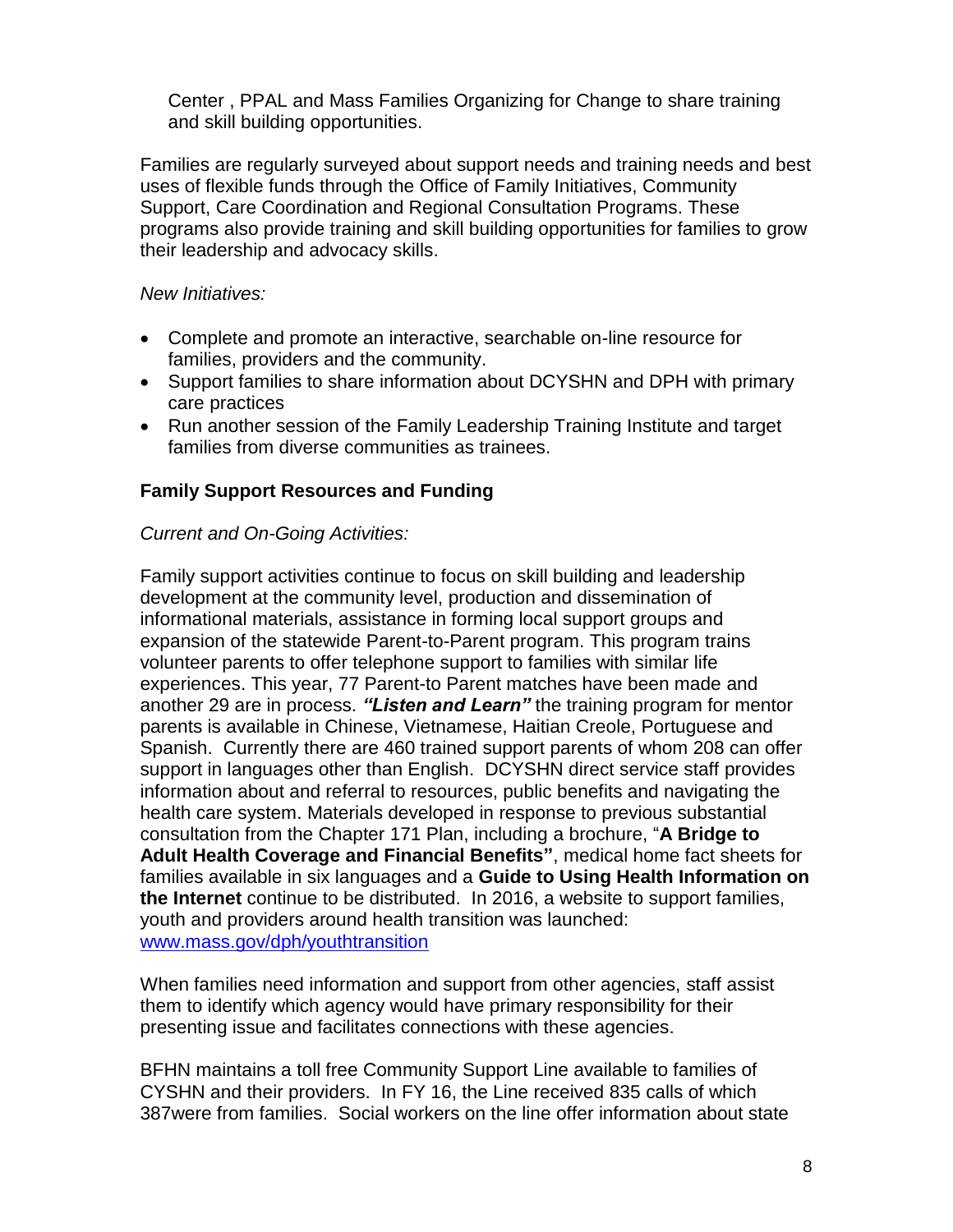Center , PPAL and Mass Families Organizing for Change to share training and skill building opportunities.

Families are regularly surveyed about support needs and training needs and best uses of flexible funds through the Office of Family Initiatives, Community Support, Care Coordination and Regional Consultation Programs. These programs also provide training and skill building opportunities for families to grow their leadership and advocacy skills.

*New Initiatives:*

- Complete and promote an interactive, searchable on-line resource for families, providers and the community.
- Support families to share information about DCYSHN and DPH with primary care practices
- Run another session of the Family Leadership Training Institute and target families from diverse communities as trainees.

**Family Support Resources and Funding**

*Current and On-Going Activities:*

Family support activities continue to focus on skill building and leadership development at the community level, production and dissemination of informational materials, assistance in forming local support groups and expansion of the statewide Parent-to-Parent program. This program trains volunteer parents to offer telephone support to families with similar life experiences. This year, 77 Parent-to Parent matches have been made and another 29 are in process. ***"Listen and Learn"*** the training program for mentor parents is available in Chinese, Vietnamese, Haitian Creole, Portuguese and Spanish. Currently there are 460 trained support parents of whom 208 can offer support in languages other than English. DCYSHN direct service staff provides information about and referral to resources, public benefits and navigating the health care system. Materials developed in response to previous substantial consultation from the Chapter 171 Plan, including a brochure, "**A Bridge to Adult Health Coverage and Financial Benefits"**, medical home fact sheets for families available in six languages and a **Guide to Using Health Information on the Internet** continue to be distributed. In 2016, a website to support families, youth and providers around health transition was launched: www.mass.gov/dph/youthtransition

When families need information and support from other agencies, staff assist them to identify which agency would have primary responsibility for their presenting issue and facilitates connections with these agencies.

BFHN maintains a toll free Community Support Line available to families of CYSHN and their providers. In FY 16, the Line received 835 calls of which 387were from families. Social workers on the line offer information about state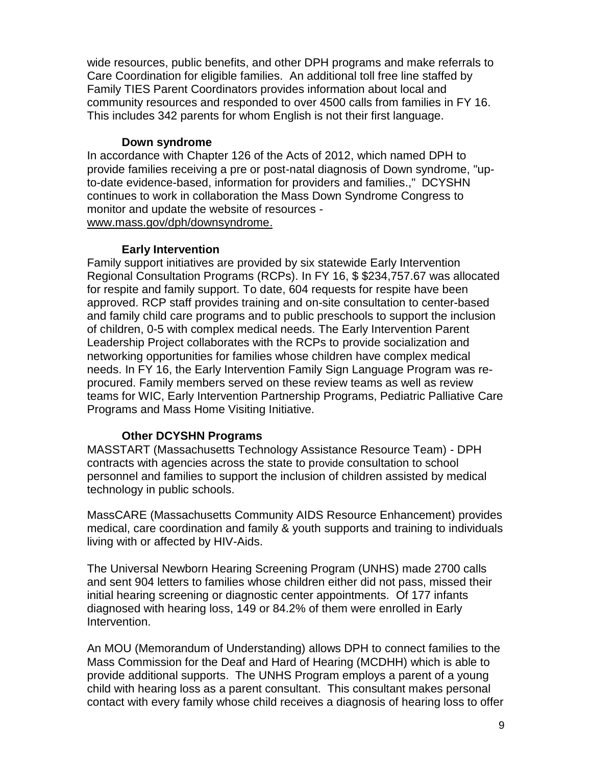wide resources, public benefits, and other DPH programs and make referrals to Care Coordination for eligible families. An additional toll free line staffed by Family TIES Parent Coordinators provides information about local and community resources and responded to over 4500 calls from families in FY 16. This includes 342 parents for whom English is not their first language.

**Down syndrome**

In accordance with Chapter 126 of the Acts of 2012, which named DPH to provide families receiving a pre or post-natal diagnosis of Down syndrome, "up-to-date evidence-based, information for providers and families.," DCYSHN continues to work in collaboration the Mass Down Syndrome Congress to monitor and update the website of resources - www.mass.gov/dph/downsyndrome.

**Early Intervention**

Family support initiatives are provided by six statewide Early Intervention Regional Consultation Programs (RCPs). In FY 16, $ $234,757.67 was allocated for respite and family support. To date, 604 requests for respite have been approved. RCP staff provides training and on-site consultation to center-based and family child care programs and to public preschools to support the inclusion of children, 0-5 with complex medical needs. The Early Intervention Parent Leadership Project collaborates with the RCPs to provide socialization and networking opportunities for families whose children have complex medical needs. In FY 16, the Early Intervention Family Sign Language Program was re-procured. Family members served on these review teams as well as review teams for WIC, Early Intervention Partnership Programs, Pediatric Palliative Care Programs and Mass Home Visiting Initiative.

**Other DCYSHN Programs**

MASSTART (Massachusetts Technology Assistance Resource Team) - DPH contracts with agencies across the state to provide consultation to school personnel and families to support the inclusion of children assisted by medical technology in public schools.

MassCARE (Massachusetts Community AIDS Resource Enhancement) provides medical, care coordination and family & youth supports and training to individuals living with or affected by HIV-Aids.

The Universal Newborn Hearing Screening Program (UNHS) made 2700 calls and sent 904 letters to families whose children either did not pass, missed their initial hearing screening or diagnostic center appointments. Of 177 infants diagnosed with hearing loss, 149 or 84.2% of them were enrolled in Early Intervention.

An MOU (Memorandum of Understanding) allows DPH to connect families to the Mass Commission for the Deaf and Hard of Hearing (MCDHH) which is able to provide additional supports. The UNHS Program employs a parent of a young child with hearing loss as a parent consultant. This consultant makes personal contact with every family whose child receives a diagnosis of hearing loss to offer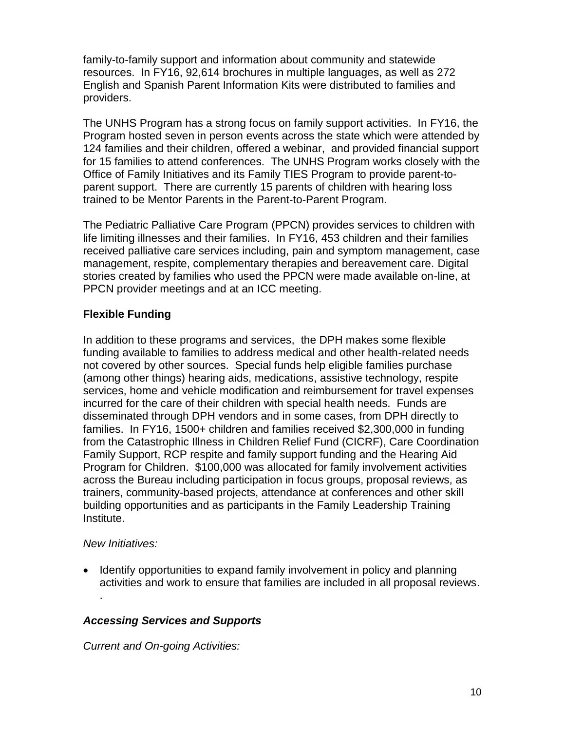family-to-family support and information about community and statewide resources. In FY16, 92,614 brochures in multiple languages, as well as 272 English and Spanish Parent Information Kits were distributed to families and providers.

The UNHS Program has a strong focus on family support activities. In FY16, the Program hosted seven in person events across the state which were attended by 124 families and their children, offered a webinar, and provided financial support for 15 families to attend conferences. The UNHS Program works closely with the Office of Family Initiatives and its Family TIES Program to provide parent-to-parent support. There are currently 15 parents of children with hearing loss trained to be Mentor Parents in the Parent-to-Parent Program.

The Pediatric Palliative Care Program (PPCN) provides services to children with life limiting illnesses and their families. In FY16, 453 children and their families received palliative care services including, pain and symptom management, case management, respite, complementary therapies and bereavement care. Digital stories created by families who used the PPCN were made available on-line, at PPCN provider meetings and at an ICC meeting.

**Flexible Funding**

In addition to these programs and services, the DPH makes some flexible funding available to families to address medical and other health-related needs not covered by other sources. Special funds help eligible families purchase (among other things) hearing aids, medications, assistive technology, respite services, home and vehicle modification and reimbursement for travel expenses incurred for the care of their children with special health needs. Funds are disseminated through DPH vendors and in some cases, from DPH directly to families. In FY16, 1500+ children and families received $2,300,000 in funding from the Catastrophic Illness in Children Relief Fund (CICRF), Care Coordination Family Support, RCP respite and family support funding and the Hearing Aid Program for Children. $100,000 was allocated for family involvement activities across the Bureau including participation in focus groups, proposal reviews, as trainers, community-based projects, attendance at conferences and other skill building opportunities and as participants in the Family Leadership Training Institute.

*New Initiatives:*

- Identify opportunities to expand family involvement in policy and planning activities and work to ensure that families are included in all proposal reviews.
  .

***Accessing Services and Supports***

*Current and On-going Activities:*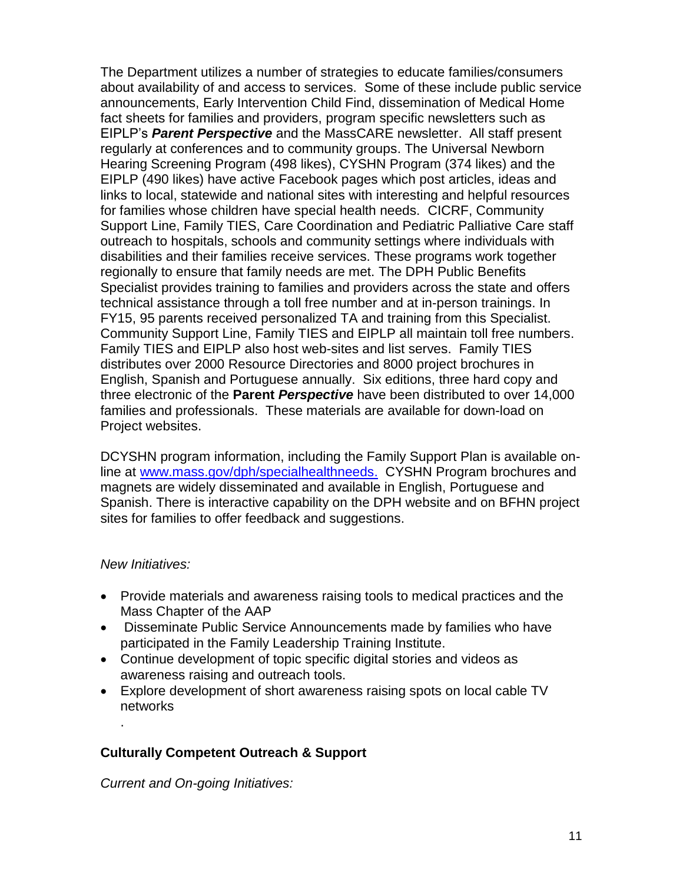The Department utilizes a number of strategies to educate families/consumers about availability of and access to services. Some of these include public service announcements, Early Intervention Child Find, dissemination of Medical Home fact sheets for families and providers, program specific newsletters such as EIPLP's ***Parent Perspective*** and the MassCARE newsletter. All staff present regularly at conferences and to community groups. The Universal Newborn Hearing Screening Program (498 likes), CYSHN Program (374 likes) and the EIPLP (490 likes) have active Facebook pages which post articles, ideas and links to local, statewide and national sites with interesting and helpful resources for families whose children have special health needs. CICRF, Community Support Line, Family TIES, Care Coordination and Pediatric Palliative Care staff outreach to hospitals, schools and community settings where individuals with disabilities and their families receive services. These programs work together regionally to ensure that family needs are met. The DPH Public Benefits Specialist provides training to families and providers across the state and offers technical assistance through a toll free number and at in-person trainings. In FY15, 95 parents received personalized TA and training from this Specialist. Community Support Line, Family TIES and EIPLP all maintain toll free numbers. Family TIES and EIPLP also host web-sites and list serves. Family TIES distributes over 2000 Resource Directories and 8000 project brochures in English, Spanish and Portuguese annually. Six editions, three hard copy and three electronic of the **Parent *Perspective*** have been distributed to over 14,000 families and professionals. These materials are available for down-load on Project websites.

DCYSHN program information, including the Family Support Plan is available on-line at [www.mass.gov/dph/specialhealthneeds.](http://www.mass.gov/dph/specialhealthneeds) CYSHN Program brochures and magnets are widely disseminated and available in English, Portuguese and Spanish. There is interactive capability on the DPH website and on BFHN project sites for families to offer feedback and suggestions.

*New Initiatives:*

- Provide materials and awareness raising tools to medical practices and the Mass Chapter of the AAP
- Disseminate Public Service Announcements made by families who have participated in the Family Leadership Training Institute.
- Continue development of topic specific digital stories and videos as awareness raising and outreach tools.
- Explore development of short awareness raising spots on local cable TV networks

**Culturally Competent Outreach & Support**

*Current and On-going Initiatives:*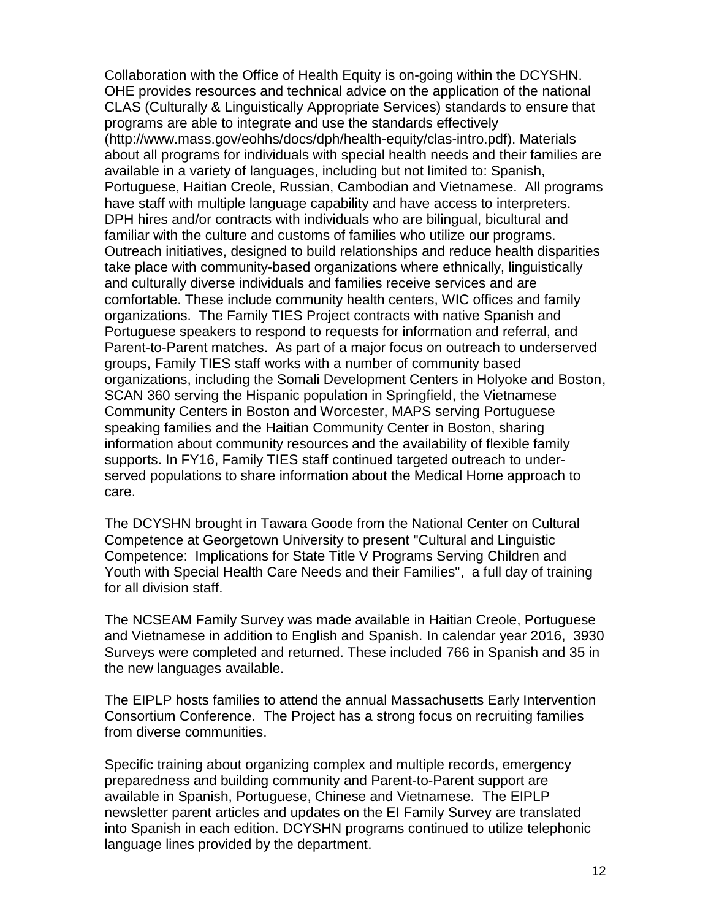Collaboration with the Office of Health Equity is on-going within the DCYSHN. OHE provides resources and technical advice on the application of the national CLAS (Culturally & Linguistically Appropriate Services) standards to ensure that programs are able to integrate and use the standards effectively (http://www.mass.gov/eohhs/docs/dph/health-equity/clas-intro.pdf). Materials about all programs for individuals with special health needs and their families are available in a variety of languages, including but not limited to: Spanish, Portuguese, Haitian Creole, Russian, Cambodian and Vietnamese. All programs have staff with multiple language capability and have access to interpreters. DPH hires and/or contracts with individuals who are bilingual, bicultural and familiar with the culture and customs of families who utilize our programs. Outreach initiatives, designed to build relationships and reduce health disparities take place with community-based organizations where ethnically, linguistically and culturally diverse individuals and families receive services and are comfortable. These include community health centers, WIC offices and family organizations. The Family TIES Project contracts with native Spanish and Portuguese speakers to respond to requests for information and referral, and Parent-to-Parent matches. As part of a major focus on outreach to underserved groups, Family TIES staff works with a number of community based organizations, including the Somali Development Centers in Holyoke and Boston, SCAN 360 serving the Hispanic population in Springfield, the Vietnamese Community Centers in Boston and Worcester, MAPS serving Portuguese speaking families and the Haitian Community Center in Boston, sharing information about community resources and the availability of flexible family supports. In FY16, Family TIES staff continued targeted outreach to under-served populations to share information about the Medical Home approach to care.

The DCYSHN brought in Tawara Goode from the National Center on Cultural Competence at Georgetown University to present "Cultural and Linguistic Competence: Implications for State Title V Programs Serving Children and Youth with Special Health Care Needs and their Families", a full day of training for all division staff.

The NCSEAM Family Survey was made available in Haitian Creole, Portuguese and Vietnamese in addition to English and Spanish. In calendar year 2016, 3930 Surveys were completed and returned. These included 766 in Spanish and 35 in the new languages available.

The EIPLP hosts families to attend the annual Massachusetts Early Intervention Consortium Conference. The Project has a strong focus on recruiting families from diverse communities.

Specific training about organizing complex and multiple records, emergency preparedness and building community and Parent-to-Parent support are available in Spanish, Portuguese, Chinese and Vietnamese. The EIPLP newsletter parent articles and updates on the EI Family Survey are translated into Spanish in each edition. DCYSHN programs continued to utilize telephonic language lines provided by the department.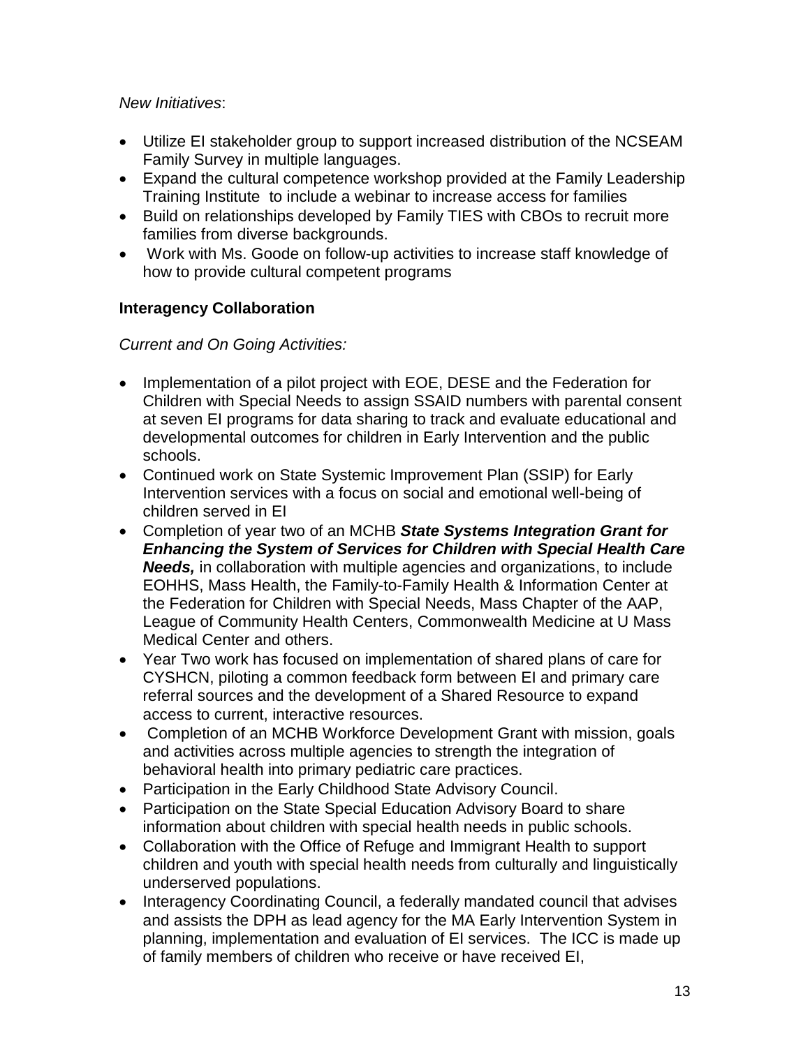*New Initiatives*:

- Utilize EI stakeholder group to support increased distribution of the NCSEAM Family Survey in multiple languages.
- Expand the cultural competence workshop provided at the Family Leadership Training Institute to include a webinar to increase access for families
- Build on relationships developed by Family TIES with CBOs to recruit more families from diverse backgrounds.
- Work with Ms. Goode on follow-up activities to increase staff knowledge of how to provide cultural competent programs

**Interagency Collaboration**

*Current and On Going Activities:*

- Implementation of a pilot project with EOE, DESE and the Federation for Children with Special Needs to assign SSAID numbers with parental consent at seven EI programs for data sharing to track and evaluate educational and developmental outcomes for children in Early Intervention and the public schools.
- Continued work on State Systemic Improvement Plan (SSIP) for Early Intervention services with a focus on social and emotional well-being of children served in EI
- Completion of year two of an MCHB ***State Systems Integration Grant for Enhancing the System of Services for Children with Special Health Care Needs,*** in collaboration with multiple agencies and organizations, to include EOHHS, Mass Health, the Family-to-Family Health & Information Center at the Federation for Children with Special Needs, Mass Chapter of the AAP, League of Community Health Centers, Commonwealth Medicine at U Mass Medical Center and others.
- Year Two work has focused on implementation of shared plans of care for CYSHCN, piloting a common feedback form between EI and primary care referral sources and the development of a Shared Resource to expand access to current, interactive resources.
- Completion of an MCHB Workforce Development Grant with mission, goals and activities across multiple agencies to strength the integration of behavioral health into primary pediatric care practices.
- Participation in the Early Childhood State Advisory Council.
- Participation on the State Special Education Advisory Board to share information about children with special health needs in public schools.
- Collaboration with the Office of Refuge and Immigrant Health to support children and youth with special health needs from culturally and linguistically underserved populations.
- Interagency Coordinating Council, a federally mandated council that advises and assists the DPH as lead agency for the MA Early Intervention System in planning, implementation and evaluation of EI services. The ICC is made up of family members of children who receive or have received EI,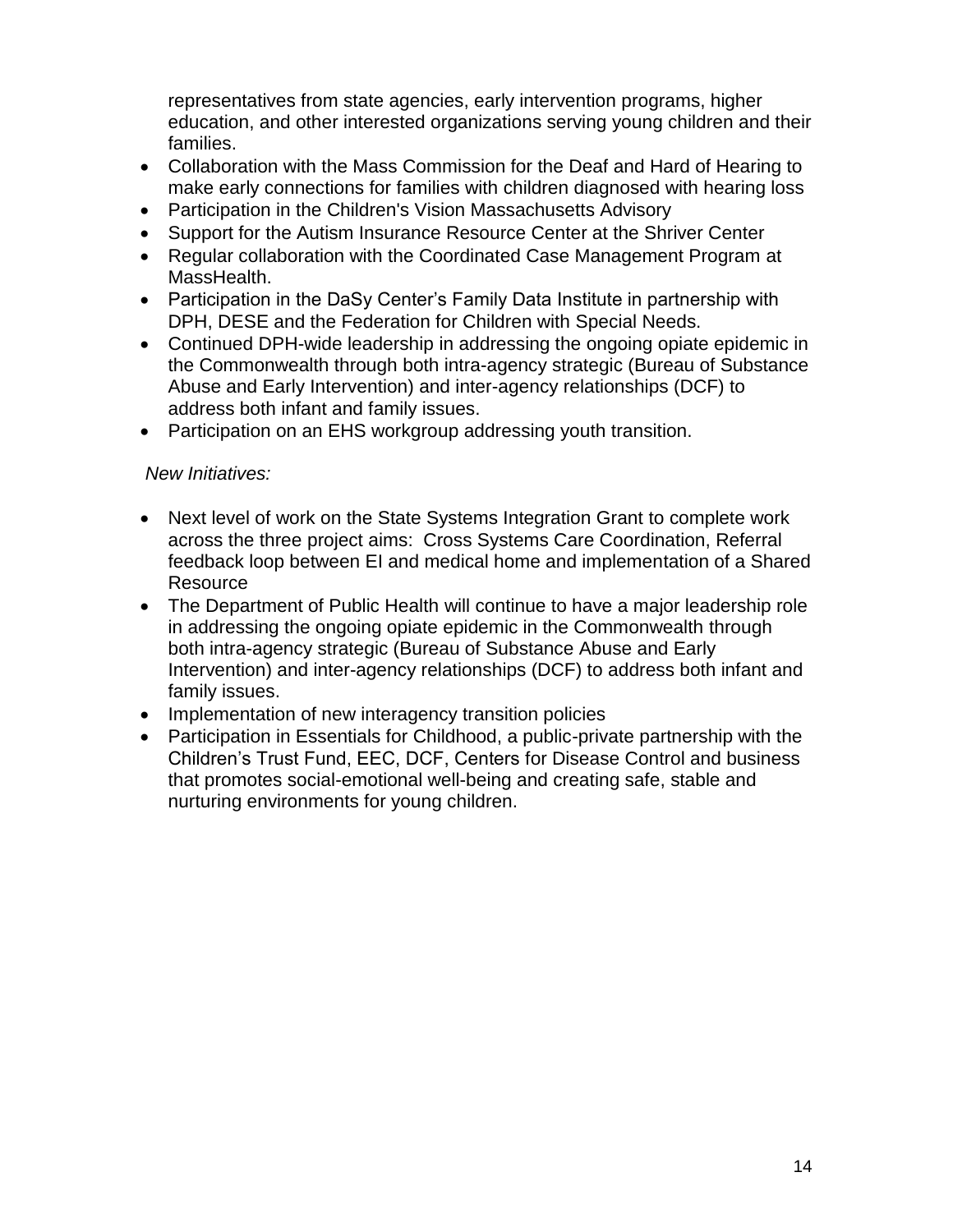representatives from state agencies, early intervention programs, higher education, and other interested organizations serving young children and their families.

- Collaboration with the Mass Commission for the Deaf and Hard of Hearing to make early connections for families with children diagnosed with hearing loss
- Participation in the Children's Vision Massachusetts Advisory
- Support for the Autism Insurance Resource Center at the Shriver Center
- Regular collaboration with the Coordinated Case Management Program at MassHealth.
- Participation in the DaSy Center's Family Data Institute in partnership with DPH, DESE and the Federation for Children with Special Needs.
- Continued DPH-wide leadership in addressing the ongoing opiate epidemic in the Commonwealth through both intra-agency strategic (Bureau of Substance Abuse and Early Intervention) and inter-agency relationships (DCF) to address both infant and family issues.
- Participation on an EHS workgroup addressing youth transition.

*New Initiatives:*

- Next level of work on the State Systems Integration Grant to complete work across the three project aims: Cross Systems Care Coordination, Referral feedback loop between EI and medical home and implementation of a Shared Resource
- The Department of Public Health will continue to have a major leadership role in addressing the ongoing opiate epidemic in the Commonwealth through both intra-agency strategic (Bureau of Substance Abuse and Early Intervention) and inter-agency relationships (DCF) to address both infant and family issues.
- Implementation of new interagency transition policies
- Participation in Essentials for Childhood, a public-private partnership with the Children's Trust Fund, EEC, DCF, Centers for Disease Control and business that promotes social-emotional well-being and creating safe, stable and nurturing environments for young children.